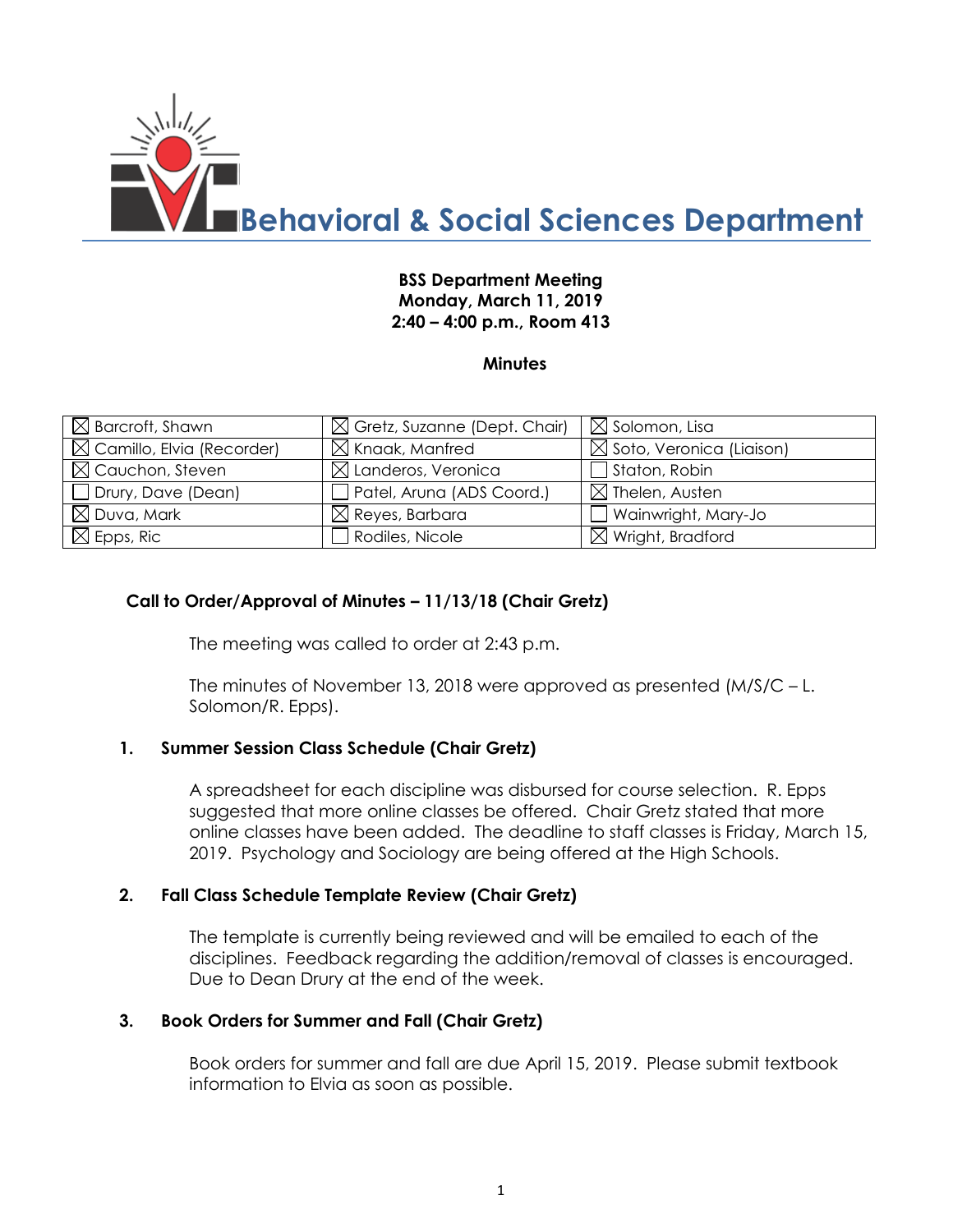# Behavioral & Social Sciences Department

**BSS Department Meeting**
**Monday, March 11, 2019**
**2:40 – 4:00 p.m., Room 413**

**Minutes**

| | | |
|---|---|---|
| ☒ Barcroft, Shawn | ☒ Gretz, Suzanne (Dept. Chair) | ☒ Solomon, Lisa |
| ☒ Camillo, Elvia (Recorder) | ☒ Knaak, Manfred | ☒ Soto, Veronica (Liaison) |
| ☒ Cauchon, Steven | ☒ Landeros, Veronica | ☐ Staton, Robin |
| ☐ Drury, Dave (Dean) | ☐ Patel, Aruna (ADS Coord.) | ☒ Thelen, Austen |
| ☒ Duva, Mark | ☒ Reyes, Barbara | ☐ Wainwright, Mary-Jo |
| ☒ Epps, Ric | ☐ Rodiles, Nicole | ☒ Wright, Bradford |

**Call to Order/Approval of Minutes – 11/13/18 (Chair Gretz)**

The meeting was called to order at 2:43 p.m.

The minutes of November 13, 2018 were approved as presented (M/S/C – L. Solomon/R. Epps).

**1. Summer Session Class Schedule (Chair Gretz)**

A spreadsheet for each discipline was disbursed for course selection. R. Epps suggested that more online classes be offered. Chair Gretz stated that more online classes have been added. The deadline to staff classes is Friday, March 15, 2019. Psychology and Sociology are being offered at the High Schools.

**2. Fall Class Schedule Template Review (Chair Gretz)**

The template is currently being reviewed and will be emailed to each of the disciplines. Feedback regarding the addition/removal of classes is encouraged. Due to Dean Drury at the end of the week.

**3. Book Orders for Summer and Fall (Chair Gretz)**

Book orders for summer and fall are due April 15, 2019. Please submit textbook information to Elvia as soon as possible.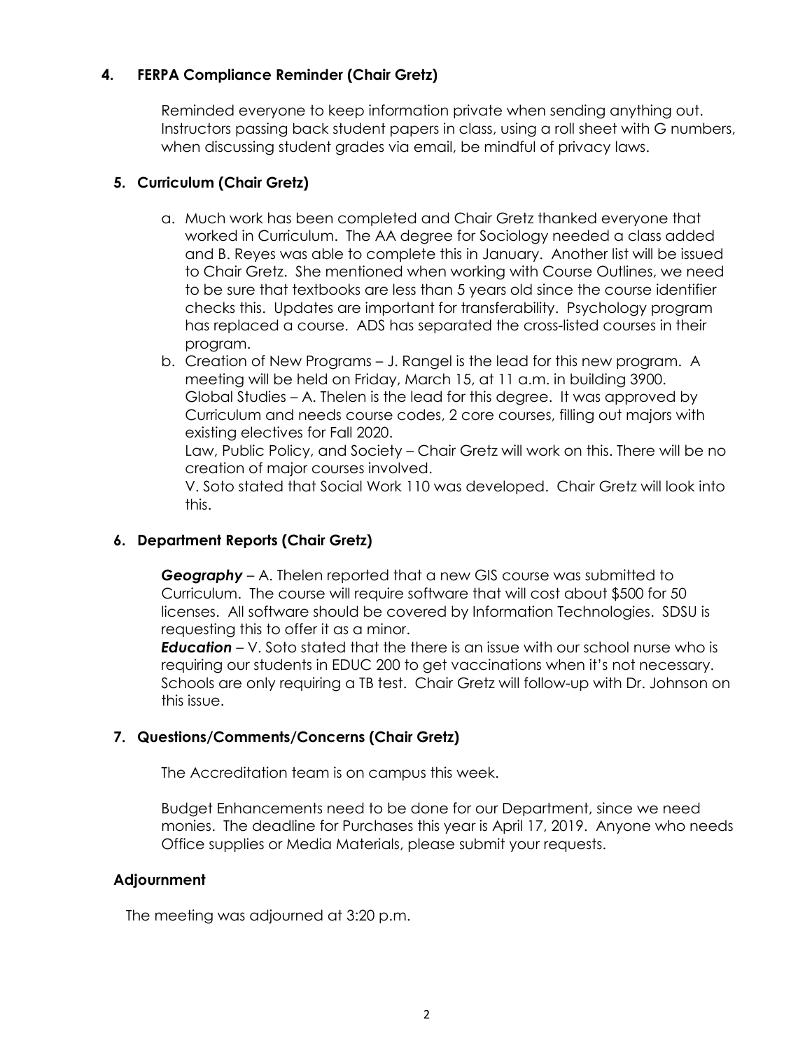### 4. FERPA Compliance Reminder (Chair Gretz)

Reminded everyone to keep information private when sending anything out. Instructors passing back student papers in class, using a roll sheet with G numbers, when discussing student grades via email, be mindful of privacy laws.

### 5. Curriculum (Chair Gretz)

a. Much work has been completed and Chair Gretz thanked everyone that worked in Curriculum. The AA degree for Sociology needed a class added and B. Reyes was able to complete this in January. Another list will be issued to Chair Gretz. She mentioned when working with Course Outlines, we need to be sure that textbooks are less than 5 years old since the course identifier checks this. Updates are important for transferability. Psychology program has replaced a course. ADS has separated the cross-listed courses in their program.

b. Creation of New Programs – J. Rangel is the lead for this new program. A meeting will be held on Friday, March 15, at 11 a.m. in building 3900. Global Studies – A. Thelen is the lead for this degree. It was approved by Curriculum and needs course codes, 2 core courses, filling out majors with existing electives for Fall 2020.

   Law, Public Policy, and Society – Chair Gretz will work on this. There will be no creation of major courses involved.

   V. Soto stated that Social Work 110 was developed. Chair Gretz will look into this.

### 6. Department Reports (Chair Gretz)

***Geography*** – A. Thelen reported that a new GIS course was submitted to Curriculum. The course will require software that will cost about $500 for 50 licenses. All software should be covered by Information Technologies. SDSU is requesting this to offer it as a minor.

***Education*** – V. Soto stated that the there is an issue with our school nurse who is requiring our students in EDUC 200 to get vaccinations when it's not necessary. Schools are only requiring a TB test. Chair Gretz will follow-up with Dr. Johnson on this issue.

### 7. Questions/Comments/Concerns (Chair Gretz)

The Accreditation team is on campus this week.

Budget Enhancements need to be done for our Department, since we need monies. The deadline for Purchases this year is April 17, 2019. Anyone who needs Office supplies or Media Materials, please submit your requests.

### Adjournment

The meeting was adjourned at 3:20 p.m.